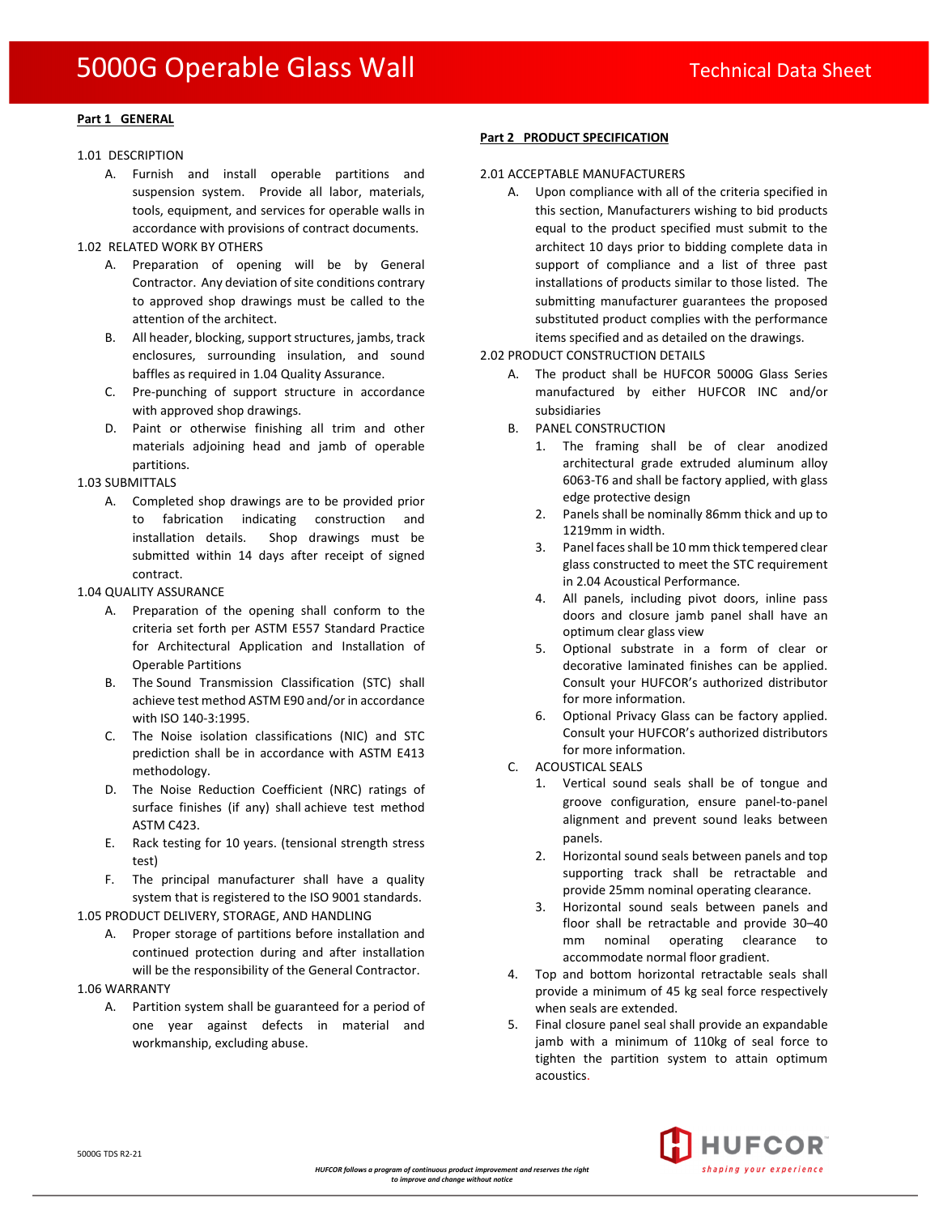# 5000G Operable Glass Wall

Technical Data Sheet

**Part 1 GENERAL**

1.01 DESCRIPTION

A. Furnish and install operable partitions and suspension system. Provide all labor, materials, tools, equipment, and services for operable walls in accordance with provisions of contract documents.

1.02 RELATED WORK BY OTHERS

A. Preparation of opening will be by General Contractor. Any deviation of site conditions contrary to approved shop drawings must be called to the attention of the architect.

B. All header, blocking, support structures, jambs, track enclosures, surrounding insulation, and sound baffles as required in 1.04 Quality Assurance.

C. Pre-punching of support structure in accordance with approved shop drawings.

D. Paint or otherwise finishing all trim and other materials adjoining head and jamb of operable partitions.

1.03 SUBMITTALS

A. Completed shop drawings are to be provided prior to fabrication indicating construction and installation details. Shop drawings must be submitted within 14 days after receipt of signed contract.

1.04 QUALITY ASSURANCE

A. Preparation of the opening shall conform to the criteria set forth per ASTM E557 Standard Practice for Architectural Application and Installation of Operable Partitions

B. The Sound Transmission Classification (STC) shall achieve test method ASTM E90 and/or in accordance with ISO 140-3:1995.

C. The Noise isolation classifications (NIC) and STC prediction shall be in accordance with ASTM E413 methodology.

D. The Noise Reduction Coefficient (NRC) ratings of surface finishes (if any) shall achieve test method ASTM C423.

E. Rack testing for 10 years. (tensional strength stress test)

F. The principal manufacturer shall have a quality system that is registered to the ISO 9001 standards.

1.05 PRODUCT DELIVERY, STORAGE, AND HANDLING

A. Proper storage of partitions before installation and continued protection during and after installation will be the responsibility of the General Contractor.

1.06 WARRANTY

A. Partition system shall be guaranteed for a period of one year against defects in material and workmanship, excluding abuse.

**Part 2 PRODUCT SPECIFICATION**

2.01 ACCEPTABLE MANUFACTURERS

A. Upon compliance with all of the criteria specified in this section, Manufacturers wishing to bid products equal to the product specified must submit to the architect 10 days prior to bidding complete data in support of compliance and a list of three past installations of products similar to those listed. The submitting manufacturer guarantees the proposed substituted product complies with the performance items specified and as detailed on the drawings.

2.02 PRODUCT CONSTRUCTION DETAILS

A. The product shall be HUFCOR 5000G Glass Series manufactured by either HUFCOR INC and/or subsidiaries

B. PANEL CONSTRUCTION

1. The framing shall be of clear anodized architectural grade extruded aluminum alloy 6063-T6 and shall be factory applied, with glass edge protective design
2. Panels shall be nominally 86mm thick and up to 1219mm in width.
3. Panel faces shall be 10 mm thick tempered clear glass constructed to meet the STC requirement in 2.04 Acoustical Performance.
4. All panels, including pivot doors, inline pass doors and closure jamb panel shall have an optimum clear glass view
5. Optional substrate in a form of clear or decorative laminated finishes can be applied. Consult your HUFCOR's authorized distributor for more information.
6. Optional Privacy Glass can be factory applied. Consult your HUFCOR's authorized distributors for more information.

C. ACOUSTICAL SEALS

1. Vertical sound seals shall be of tongue and groove configuration, ensure panel-to-panel alignment and prevent sound leaks between panels.
2. Horizontal sound seals between panels and top supporting track shall be retractable and provide 25mm nominal operating clearance.
3. Horizontal sound seals between panels and floor shall be retractable and provide 30–40 mm nominal operating clearance to accommodate normal floor gradient.

4. Top and bottom horizontal retractable seals shall provide a minimum of 45 kg seal force respectively when seals are extended.

5. Final closure panel seal shall provide an expandable jamb with a minimum of 110kg of seal force to tighten the partition system to attain optimum acoustics.

5000G TDS R2-21

*HUFCOR follows a program of continuous product improvement and reserves the right to improve and change without notice*

HUFCOR *shaping your experience*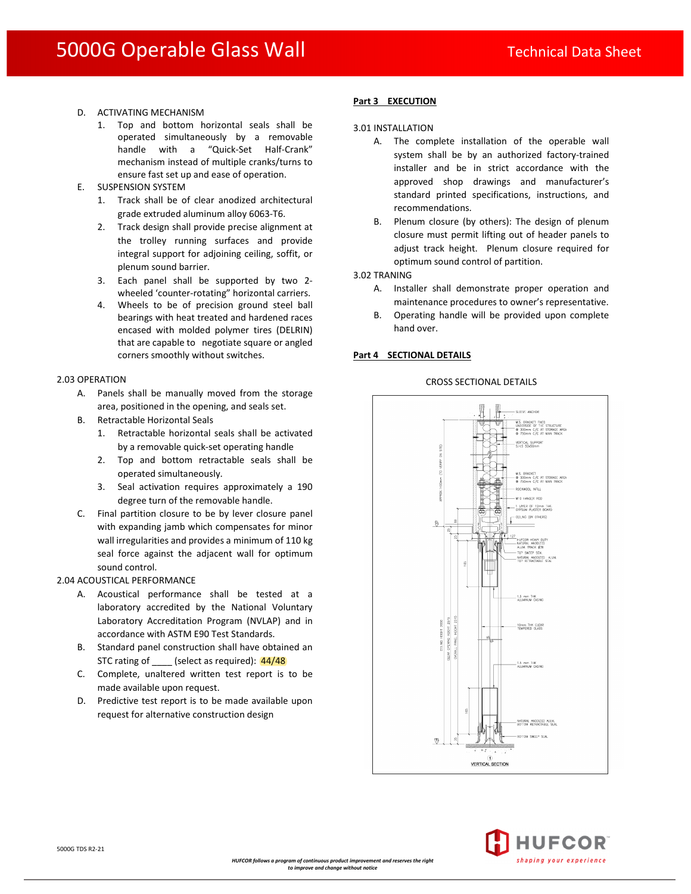D. ACTIVATING MECHANISM
   1. Top and bottom horizontal seals shall be operated simultaneously by a removable handle with a “Quick-Set Half-Crank” mechanism instead of multiple cranks/turns to ensure fast set up and ease of operation.

E. SUSPENSION SYSTEM
   1. Track shall be of clear anodized architectural grade extruded aluminum alloy 6063-T6.
   2. Track design shall provide precise alignment at the trolley running surfaces and provide integral support for adjoining ceiling, soffit, or plenum sound barrier.
   3. Each panel shall be supported by two 2-wheeled ‘counter-rotating” horizontal carriers.
   4. Wheels to be of precision ground steel ball bearings with heat treated and hardened races encased with molded polymer tires (DELRIN) that are capable to negotiate square or angled corners smoothly without switches.

2.03 OPERATION

A. Panels shall be manually moved from the storage area, positioned in the opening, and seals set.

B. Retractable Horizontal Seals
   1. Retractable horizontal seals shall be activated by a removable quick-set operating handle
   2. Top and bottom retractable seals shall be operated simultaneously.
   3. Seal activation requires approximately a 190 degree turn of the removable handle.

C. Final partition closure to be by lever closure panel with expanding jamb which compensates for minor wall irregularities and provides a minimum of 110 kg seal force against the adjacent wall for optimum sound control.

2.04 ACOUSTICAL PERFORMANCE

A. Acoustical performance shall be tested at a laboratory accredited by the National Voluntary Laboratory Accreditation Program (NVLAP) and in accordance with ASTM E90 Test Standards.

B. Standard panel construction shall have obtained an STC rating of ____ (select as required): 44/48

C. Complete, unaltered written test report is to be made available upon request.

D. Predictive test report is to be made available upon request for alternative construction design

## Part 3 EXECUTION

3.01 INSTALLATION

A. The complete installation of the operable wall system shall be by an authorized factory-trained installer and be in strict accordance with the approved shop drawings and manufacturer’s standard printed specifications, instructions, and recommendations.

B. Plenum closure (by others): The design of plenum closure must permit lifting out of header panels to adjust track height. Plenum closure required for optimum sound control of partition.

3.02 TRANING

A. Installer shall demonstrate proper operation and maintenance procedures to owner’s representative.

B. Operating handle will be provided upon complete hand over.

## Part 4 SECTIONAL DETAILS

CROSS SECTIONAL DETAILS

VERTICAL SECTION

5000G TDS R2-21

*HUFCOR follows a program of continuous product improvement and reserves the right to improve and change without notice*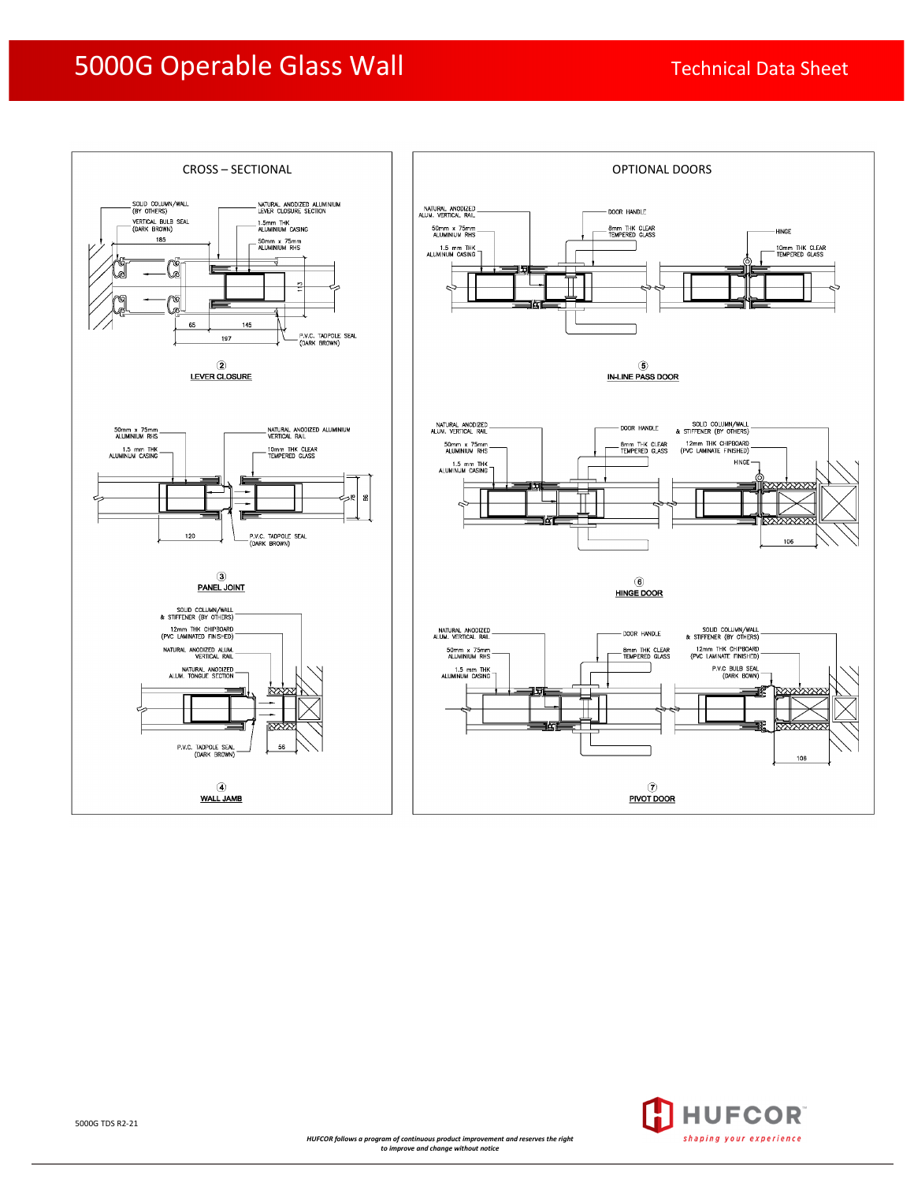# 5000G Operable Glass Wall

## Technical Data Sheet

### CROSS – SECTIONAL

SOLID COLUMN/WALL (BY OTHERS)

VERTICAL BULB SEAL (DARK BROWN)

185

NATURAL ANODIZED ALUMINIUM LEVER CLOSURE SECTION

1.5mm THK ALUMINIUM CASING

50mm x 75mm ALUMINIUM RHS

113

65

145

197

P.V.C. TADPOLE SEAL (DARK BROWN)

② **LEVER CLOSURE**

50mm x 75mm ALUMINIUM RHS

1.5 mm THK ALUMINIUM CASING

NATURAL ANODIZED ALUMINIUM VERTICAL RAIL

10mm THK CLEAR TEMPERED GLASS

86

120

P.V.C. TADPOLE SEAL (DARK BROWN)

③ **PANEL JOINT**

SOLID COLUMN/WALL & STIFFENER (BY OTHERS)

12mm THK CHIPBOARD (PVC LAMINATED FINISHED)

NATURAL ANODIZED ALUM. VERTICAL RAIL

NATURAL ANODIZED ALUM. TONGUE SECTION

P.V.C. TADPOLE SEAL (DARK BROWN)

56

④ **WALL JAMB**

### OPTIONAL DOORS

NATURAL ANODIZED ALUM. VERTICAL RAIL

50mm x 75mm ALUMINIUM RHS

1.5 mm THK ALUMINIUM CASING

DOOR HANDLE

8mm THK CLEAR TEMPERED GLASS

HINGE

10mm THK CLEAR TEMPERED GLASS

⑤ **IN-LINE PASS DOOR**

NATURAL ANODIZED ALUM. VERTICAL RAIL

50mm x 75mm ALUMINIUM RHS

1.5 mm THK ALUMINIUM CASING

DOOR HANDLE

8mm THK CLEAR TEMPERED GLASS

SOLID COLUMN/WALL & STIFFENER (BY OTHERS)

12mm THK CHIPBOARD (PVC LAMINATE FINISHED)

HINGE

106

⑥ **HINGE DOOR**

NATURAL ANODIZED ALUM. VERTICAL RAIL

50mm x 75mm ALUMINIUM RHS

1.5 mm THK ALUMINIUM CASING

DOOR HANDLE

8mm THK CLEAR TEMPERED GLASS

SOLID COLUMN/WALL & STIFFENER (BY OTHERS)

12mm THK CHIPBOARD (PVC LAMINATE FINISHED)

P.V.C BULB SEAL (DARK BOWN)

106

⑦ **PIVOT DOOR**

5000G TDS R2-21

*HUFCOR follows a program of continuous product improvement and reserves the right to improve and change without notice*

HUFCOR *shaping your experience*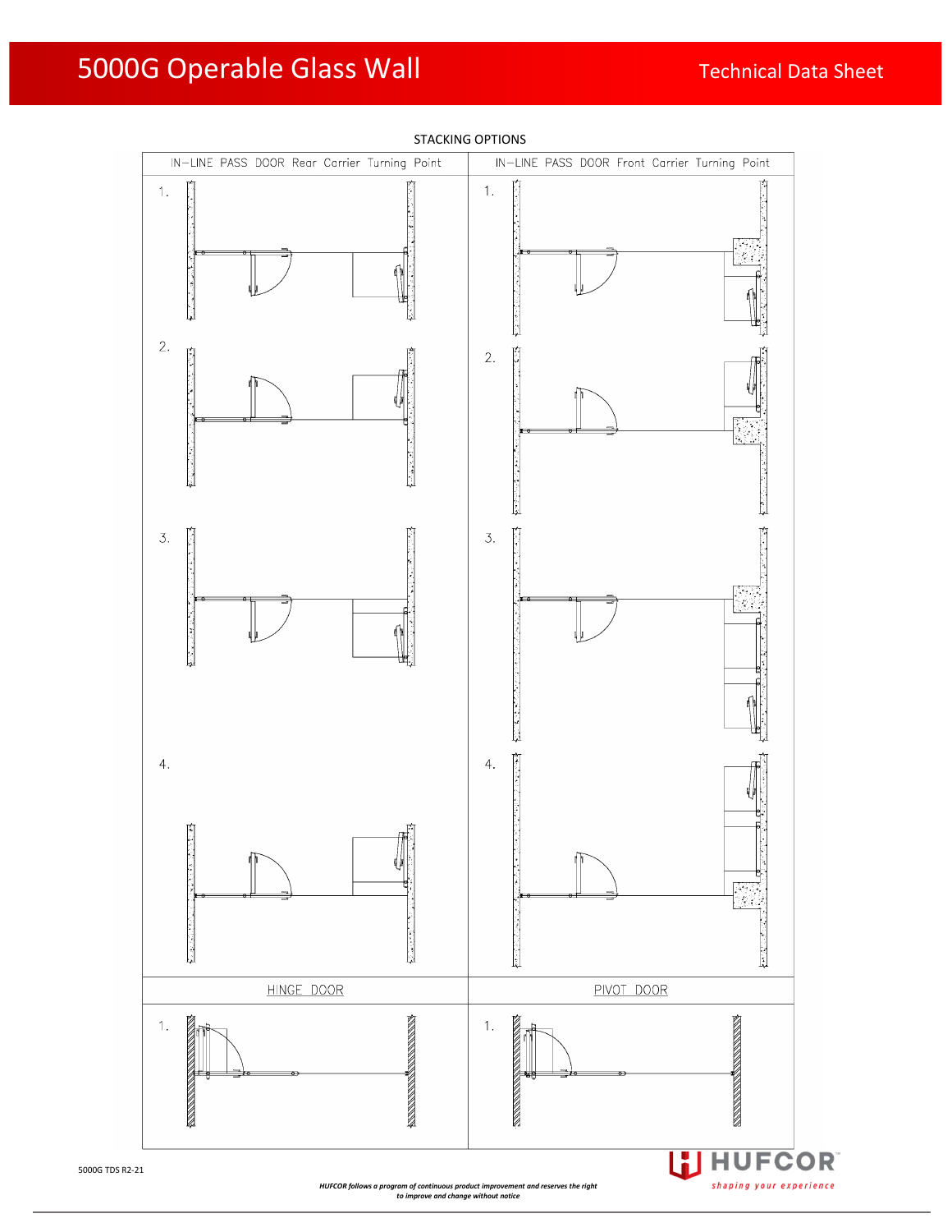# 5000G Operable Glass Wall

Technical Data Sheet

STACKING OPTIONS

IN–LINE PASS DOOR Rear Carrier Turning Point

1.

2.

3.

4.

IN–LINE PASS DOOR Front Carrier Turning Point

1.

2.

3.

4.

HINGE DOOR

1.

PIVOT DOOR

1.

5000G TDS R2-21

*HUFCOR follows a program of continuous product improvement and reserves the right to improve and change without notice*

HUFCOR
*shaping your experience*